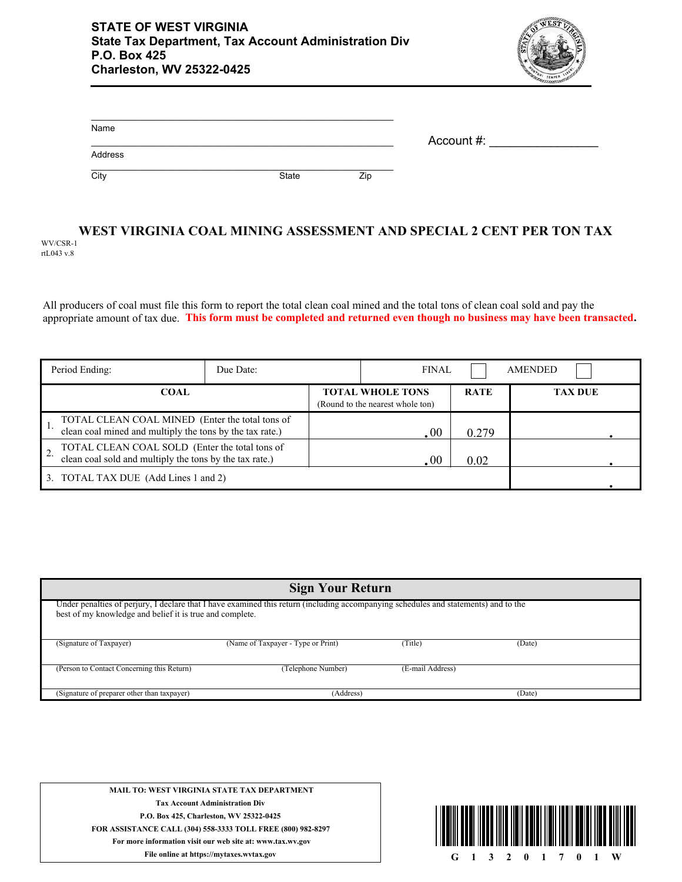**STATE OF WEST VIRGINIA**
**State Tax Department, Tax Account Administration Div**
**P.O. Box 425**
**Charleston, WV 25322-0425**

Name

Address

City State Zip

Account #: ________________

# WEST VIRGINIA COAL MINING ASSESSMENT AND SPECIAL 2 CENT PER TON TAX

WV/CSR-1
rtL043 v.8

All producers of coal must file this form to report the total clean coal mined and the total tons of clean coal sold and pay the appropriate amount of tax due. **This form must be completed and returned even though no business may have been transacted.**

| Period Ending: | Due Date: | FINAL ☐ | AMENDED ☐ |
|---|---|---|---|
| **COAL** | **TOTAL WHOLE TONS** (Round to the nearest whole ton) | **RATE** | **TAX DUE** |
| 1. TOTAL CLEAN COAL MINED (Enter the total tons of clean coal mined and multiply the tons by the tax rate.) | .00 | 0.279 | . |
| 2. TOTAL CLEAN COAL SOLD (Enter the total tons of clean coal sold and multiply the tons by the tax rate.) | .00 | 0.02 | . |
| 3. TOTAL TAX DUE (Add Lines 1 and 2) | | | . |

## Sign Your Return

Under penalties of perjury, I declare that I have examined this return (including accompanying schedules and statements) and to the best of my knowledge and belief it is true and complete.

| (Signature of Taxpayer) | (Name of Taxpayer - Type or Print) | (Title) | (Date) |
|---|---|---|---|
| (Person to Contact Concerning this Return) | (Telephone Number) | (E-mail Address) | |
| (Signature of preparer other than taxpayer) | (Address) | | (Date) |

**MAIL TO: WEST VIRGINIA STATE TAX DEPARTMENT**
**Tax Account Administration Div**
**P.O. Box 425, Charleston, WV 25322-0425**
**FOR ASSISTANCE CALL (304) 558-3333 TOLL FREE (800) 982-8297**
**For more information visit our web site at: www.tax.wv.gov**
**File online at https://mytaxes.wvtax.gov**

G 1 3 2 0 1 7 0 1 W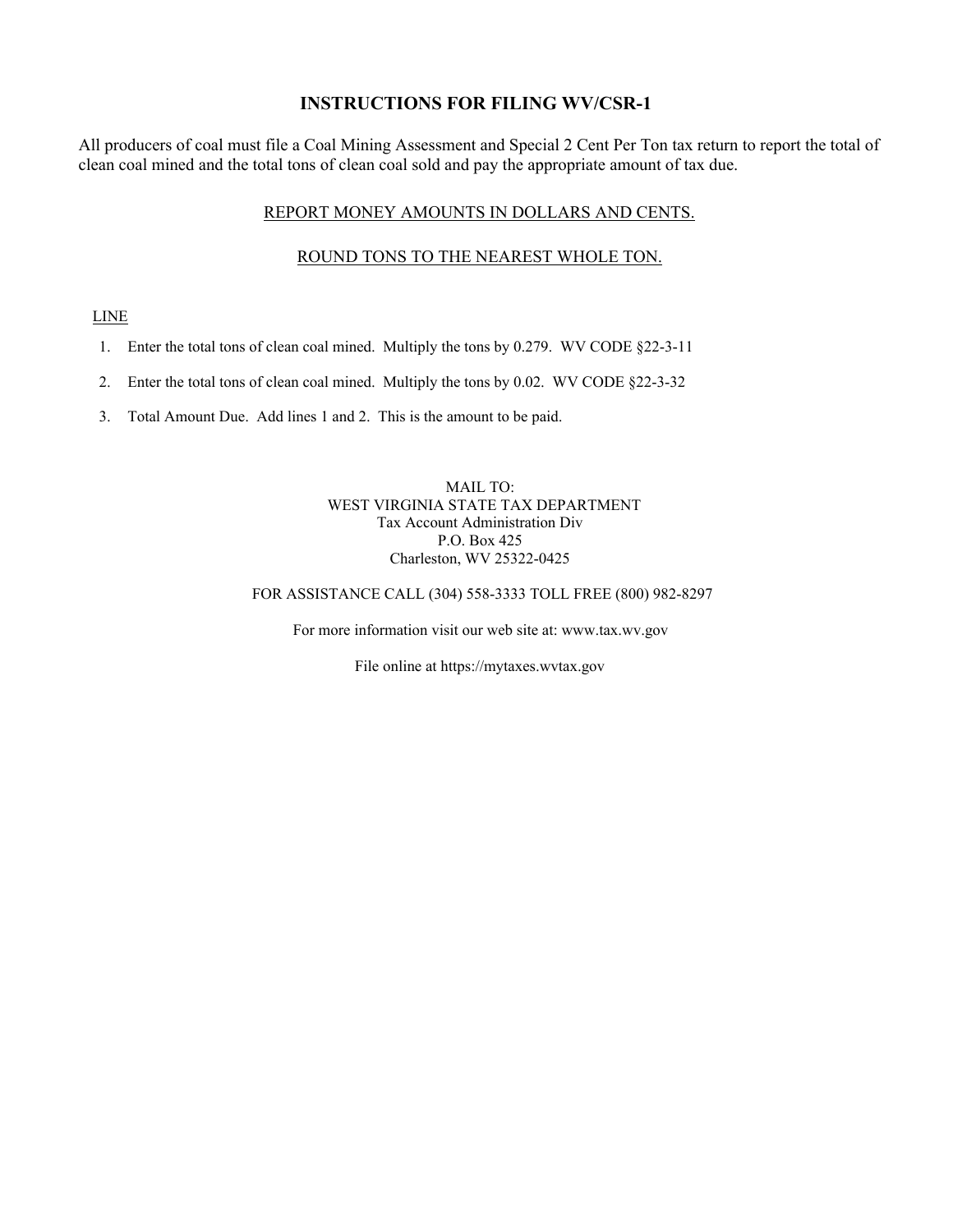# INSTRUCTIONS FOR FILING WV/CSR-1

All producers of coal must file a Coal Mining Assessment and Special 2 Cent Per Ton tax return to report the total of clean coal mined and the total tons of clean coal sold and pay the appropriate amount of tax due.

<u>REPORT MONEY AMOUNTS IN DOLLARS AND CENTS.</u>

<u>ROUND TONS TO THE NEAREST WHOLE TON.</u>

<u>LINE</u>

1. Enter the total tons of clean coal mined. Multiply the tons by 0.279. WV CODE §22-3-11
2. Enter the total tons of clean coal mined. Multiply the tons by 0.02. WV CODE §22-3-32
3. Total Amount Due. Add lines 1 and 2. This is the amount to be paid.

MAIL TO:
WEST VIRGINIA STATE TAX DEPARTMENT
Tax Account Administration Div
P.O. Box 425
Charleston, WV 25322-0425

FOR ASSISTANCE CALL (304) 558-3333 TOLL FREE (800) 982-8297

For more information visit our web site at: www.tax.wv.gov

File online at https://mytaxes.wvtax.gov